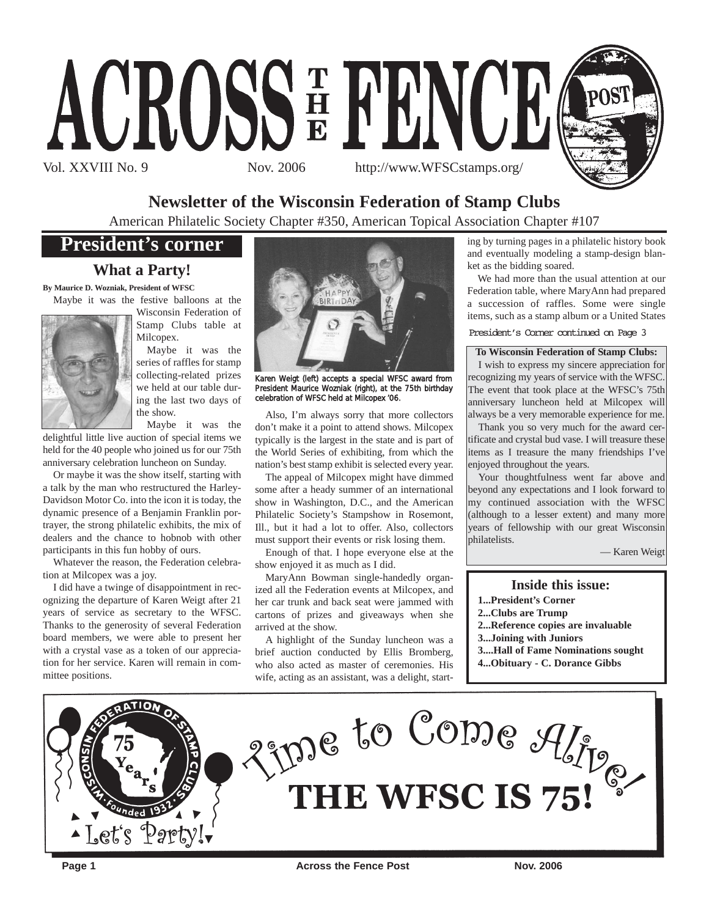# ACROSS THE FENCE POST

Vol. XXVIII No. 9 Nov. 2006 http://www.WFSCstamps.org/

## Newsletter of the Wisconsin Federation of Stamp Clubs

American Philatelic Society Chapter #350, American Topical Association Chapter #107

## President's corner

### What a Party!

**By Maurice D. Wozniak, President of WFSC**

Maybe it was the festive balloons at the Wisconsin Federation of Stamp Clubs table at Milcopex.

Maybe it was the series of raffles for stamp collecting-related prizes we held at our table during the last two days of the show.

Maybe it was the delightful little live auction of special items we held for the 40 people who joined us for our 75th anniversary celebration luncheon on Sunday.

Or maybe it was the show itself, starting with a talk by the man who restructured the Harley-Davidson Motor Co. into the icon it is today, the dynamic presence of a Benjamin Franklin portrayer, the strong philatelic exhibits, the mix of dealers and the chance to hobnob with other participants in this fun hobby of ours.

Whatever the reason, the Federation celebration at Milcopex was a joy.

I did have a twinge of disappointment in recognizing the departure of Karen Weigt after 21 years of service as secretary to the WFSC. Thanks to the generosity of several Federation board members, we were able to present her with a crystal vase as a token of our appreciation for her service. Karen will remain in committee positions.

Karen Weigt (left) accepts a special WFSC award from President Maurice Wozniak (right), at the 75th birthday celebration of WFSC held at Milcopex '06.

Also, I'm always sorry that more collectors don't make it a point to attend shows. Milcopex typically is the largest in the state and is part of the World Series of exhibiting, from which the nation's best stamp exhibit is selected every year.

The appeal of Milcopex might have dimmed some after a heady summer of an international show in Washington, D.C., and the American Philatelic Society's Stampshow in Rosemont, Ill., but it had a lot to offer. Also, collectors must support their events or risk losing them.

Enough of that. I hope everyone else at the show enjoyed it as much as I did.

MaryAnn Bowman single-handedly organized all the Federation events at Milcopex, and her car trunk and back seat were jammed with cartons of prizes and giveaways when she arrived at the show.

A highlight of the Sunday luncheon was a brief auction conducted by Ellis Bromberg, who also acted as master of ceremonies. His wife, acting as an assistant, was a delight, starting by turning pages in a philatelic history book and eventually modeling a stamp-design blanket as the bidding soared.

We had more than the usual attention at our Federation table, where MaryAnn had prepared a succession of raffles. Some were single items, such as a stamp album or a United States

*President's Corner continued on Page 3*

**To Wisconsin Federation of Stamp Clubs:**

I wish to express my sincere appreciation for recognizing my years of service with the WFSC. The event that took place at the WFSC's 75th anniversary luncheon held at Milcopex will always be a very memorable experience for me.

Thank you so very much for the award certificate and crystal bud vase. I will treasure these items as I treasure the many friendships I've enjoyed throughout the years.

Your thoughtfulness went far above and beyond any expectations and I look forward to my continued association with the WFSC (although to a lesser extent) and many more years of fellowship with our great Wisconsin philatelists.

— Karen Weigt

### Inside this issue:

- **1...President's Corner**
- **2...Clubs are Trump**
- **2...Reference copies are invaluable**
- **3...Joining with Juniors**
- **3....Hall of Fame Nominations sought**
- **4...Obituary - C. Dorance Gibbs**

Wisconsin Federation of Stamp Clubs · 75 Years · Founded 1932

Time to Come Alive!

**THE WFSC IS 75!**

Let's Party!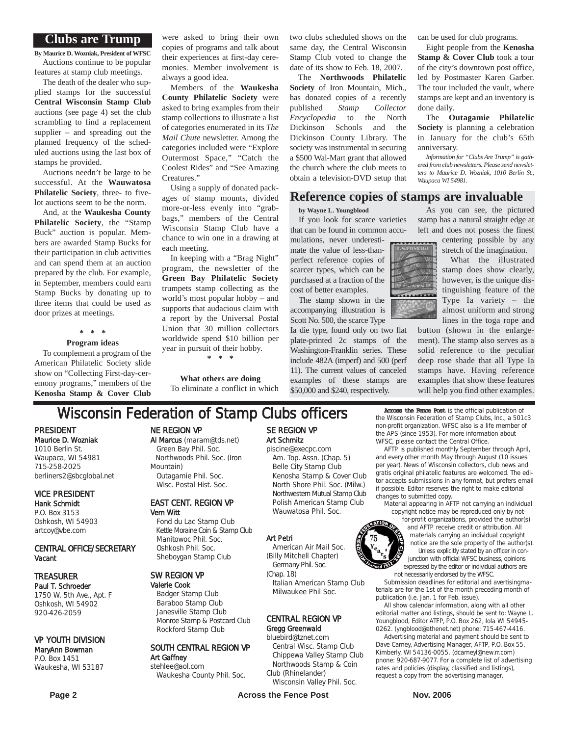## Clubs are Trump

**By Maurice D. Wozniak, President of WFSC**

Auctions continue to be popular features at stamp club meetings.

The death of the dealer who supplied stamps for the successful **Central Wisconsin Stamp Club** auctions (see page 4) set the club scrambling to find a replacement supplier – and spreading out the planned frequency of the scheduled auctions using the last box of stamps he provided.

Auctions needn't be large to be successful. At the **Wauwatosa Philatelic Society**, three- to five-lot auctions seem to be the norm.

And, at the **Waukesha County Philatelic Society**, the "Stamp Buck" auction is popular. Members are awarded Stamp Bucks for their participation in club activities and can spend them at an auction prepared by the club. For example, in September, members could earn Stamp Bucks by donating up to three items that could be used as door prizes at meetings.

\* \* \*

**Program ideas**

To complement a program of the American Philatelic Society slide show on "Collecting First-day-ceremony programs," members of the **Kenosha Stamp & Cover Club** were asked to bring their own copies of programs and talk about their experiences at first-day ceremonies. Member involvement is always a good idea.

Members of the **Waukesha County Philatelic Society** were asked to bring examples from their stamp collections to illustrate a list of categories enumerated in its *The Mail Chute* newsletter. Among the categories included were "Explore Outermost Space," "Catch the Coolest Rides" and "See Amazing Creatures."

Using a supply of donated packages of stamp mounts, divided more-or-less evenly into "grab-bags," members of the Central Wisconsin Stamp Club have a chance to win one in a drawing at each meeting.

In keeping with a "Brag Night" program, the newsletter of the **Green Bay Philatelic Society** trumpets stamp collecting as the world's most popular hobby – and supports that audacious claim with a report by the Universal Postal Union that 30 million collectors worldwide spend $10 billion per year in pursuit of their hobby.

\* \* \*

**What others are doing**

To eliminate a conflict in which two clubs scheduled shows on the same day, the Central Wisconsin Stamp Club voted to change the date of its show to Feb. 18, 2007.

The **Northwoods Philatelic Society** of Iron Mountain, Mich., has donated copies of a recently published *Stamp Collector Encyclopedia* to the North Dickinson Schools and the Dickinson County Library. The society was instrumental in securing a $500 Wal-Mart grant that allowed the church where the club meets to obtain a television-DVD setup that can be used for club programs.

Eight people from the **Kenosha Stamp & Cover Club** took a tour of the city's downtown post office, led by Postmaster Karen Garber. The tour included the vault, where stamps are kept and an inventory is done daily.

The **Outagamie Philatelic Society** is planning a celebration in January for the club's 65th anniversary.

*Information for "Clubs Are Trump" is gathered from club newsletters. Please send newsletters to Maurice D. Wozniak, 1010 Berlin St., Waupaca WI 54981.*

## Reference copies of stamps are invaluable

**by Wayne L. Youngblood**

If you look for scarce varieties that can be found in common accumulations, never underestimate the value of less-than-perfect reference copies of scarcer types, which can be purchased at a fraction of the cost of better examples.

The stamp shown in the accompanying illustration is Scott No. 500, the scarce Type Ia die type, found only on two flat plate-printed 2c stamps of the Washington-Franklin series. These include 482A (imperf) and 500 (perf 11). The current values of canceled examples of these stamps are $50,000 and $240, respectively.

As you can see, the pictured stamp has a natural straight edge at left and does not posess the finest centering possible by any stretch of the imagination.

What the illustrated stamp does show clearly, however, is the unique distinguishing feature of the Type Ia variety – the almost uniform and strong lines in the toga rope and button (shown in the enlargement). The stamp also serves as a solid reference to the peculiar deep rose shade that all Type Ia stamps have. Having reference examples that show these features will help you find other examples.

## Wisconsin Federation of Stamp Clubs officers

**PRESIDENT**
Maurice D. Wozniak
1010 Berlin St.
Waupaca, WI 54981
715-258-2025
berliners2@sbcglobal.net

**VICE PRESIDENT**
Hank Schmidt
P.O. Box 3153
Oshkosh, WI 54903
artcoy@vbe.com

**CENTRAL OFFICE/SECRETARY**
Vacant

**TREASURER**
Paul T. Schroeder
1750 W. 5th Ave., Apt. F
Oshkosh, WI 54902
920-426-2059

**VP YOUTH DIVISION**
MaryAnn Bowman
P.O. Box 1451
Waukesha, WI 53187

**NE REGION VP**
Al Marcus (maram@tds.net)
Green Bay Phil. Soc.
Northwoods Phil. Soc. (Iron Mountain)
Outagamie Phil. Soc.
Wisc. Postal Hist. Soc.

**EAST CENT. REGION VP**
Vern Witt
Fond du Lac Stamp Club
Kettle Moraine Coin & Stamp Club
Manitowoc Phil. Soc.
Oshkosh Phil. Soc.
Sheboygan Stamp Club

**SW REGION VP**
Valerie Cook
Badger Stamp Club
Baraboo Stamp Club
Janesville Stamp Club
Monroe Stamp & Postcard Club
Rockford Stamp Club

**SOUTH CENTRAL REGION VP**
Art Gaffney
stehlee@aol.com
Waukesha County Phil. Soc.

**SE REGION VP**
Art Schmitz
piscine@execpc.com
Am. Top. Assn. (Chap. 5)
Belle City Stamp Club
Kenosha Stamp & Cover Club
North Shore Phil. Soc. (Milw.)
Northwestern Mutual Stamp Club
Polish American Stamp Club
Wauwatosa Phil. Soc.

Art Petri
American Air Mail Soc. (Billy Mitchell Chapter)
Germany Phil. Soc. (Chap. 18)
Italian American Stamp Club
Milwaukee Phil Soc.

**CENTRAL REGION VP**
Gregg Greenwald
bluebird@tznet.com
Central Wisc. Stamp Club
Chippewa Valley Stamp Club
Northwoods Stamp & Coin Club (Rhinelander)
Wisconsin Valley Phil. Soc.

**Across the Fence Post** is the official publication of the Wisconsin Federation of Stamp Clubs, Inc., a 501c3 non-profit organization. WFSC also is a life member of the APS (since 1953). For more information about WFSC, please contact the Central Office.

AFTP is published monthly September through April, and every other month May through August (10 issues per year). News of Wisconsin collectors, club news and gratis original philatelic features are welcomed. The editor accepts submissions in any format, but prefers email if possible. Editor reserves the right to make editorial changes to submitted copy.

Material appearing in AFTP not carrying an individual copyright notice may be reproduced only by not-for-profit organizations, provided the author(s) and AFTP receive credit or attribution. All materials carrying an individual copyright notice are the sole property of the author(s).

Unless explicitly stated by an officer in conjunction with official WFSC business, opinions expressed by the editor or individual authors are not necessarily endorsed by the WFSC.

Submission deadlines for editorial and avertisingmaterials are for the 1st of the month preceding month of publication (i.e. Jan. 1 for Feb. issue).

All show calendar information, along with all other editorial matter and listings, should be sent to: Wayne L. Youngblood, Editor ATFP, P.O. Box 262, Iola WI 54945-0262. (yngblood@athenet.net) phone: 715-467-4416.

Advertising material and payment should be sent to Dave Carney, Advertising Manager, AFTP, P.O. Box 55, Kimberly, WI 54136-0055. (dcarneyl@new.rr.com) pnone: 920-687-9077. For a complete list of advertising rates and policies (display, classified and listings), request a copy from the advertising manager.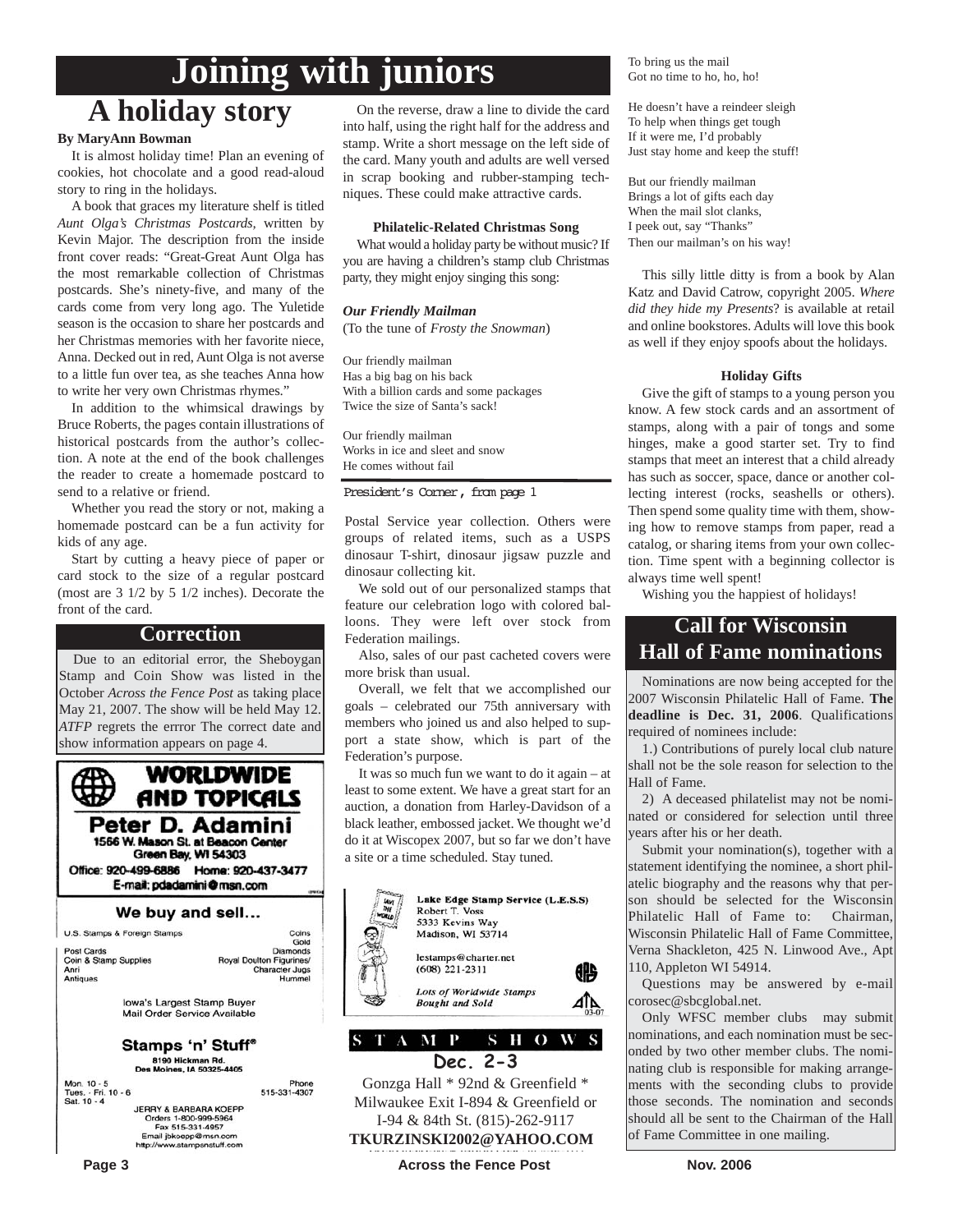# Joining with juniors

## A holiday story

**By MaryAnn Bowman**

It is almost holiday time! Plan an evening of cookies, hot chocolate and a good read-aloud story to ring in the holidays.

A book that graces my literature shelf is titled *Aunt Olga's Christmas Postcards*, written by Kevin Major. The description from the inside front cover reads: "Great-Great Aunt Olga has the most remarkable collection of Christmas postcards. She's ninety-five, and many of the cards come from very long ago. The Yuletide season is the occasion to share her postcards and her Christmas memories with her favorite niece, Anna. Decked out in red, Aunt Olga is not averse to a little fun over tea, as she teaches Anna how to write her very own Christmas rhymes."

In addition to the whimsical drawings by Bruce Roberts, the pages contain illustrations of historical postcards from the author's collection. A note at the end of the book challenges the reader to create a homemade postcard to send to a relative or friend.

Whether you read the story or not, making a homemade postcard can be a fun activity for kids of any age.

Start by cutting a heavy piece of paper or card stock to the size of a regular postcard (most are 3 1/2 by 5 1/2 inches). Decorate the front of the card.

On the reverse, draw a line to divide the card into half, using the right half for the address and stamp. Write a short message on the left side of the card. Many youth and adults are well versed in scrap booking and rubber-stamping techniques. These could make attractive cards.

### Philatelic-Related Christmas Song

What would a holiday party be without music? If you are having a children's stamp club Christmas party, they might enjoy singing this song:

***Our Friendly Mailman***
(To the tune of *Frosty the Snowman*)

Our friendly mailman
Has a big bag on his back
With a billion cards and some packages
Twice the size of Santa's sack!

Our friendly mailman
Works in ice and sleet and snow
He comes without fail
To bring us the mail
Got no time to ho, ho, ho!

He doesn't have a reindeer sleigh
To help when things get tough
If it were me, I'd probably
Just stay home and keep the stuff!

But our friendly mailman
Brings a lot of gifts each day
When the mail slot clanks,
I peek out, say "Thanks"
Then our mailman's on his way!

This silly little ditty is from a book by Alan Katz and David Catrow, copyright 2005. *Where did they hide my Presents*? is available at retail and online bookstores. Adults will love this book as well if they enjoy spoofs about the holidays.

### Holiday Gifts

Give the gift of stamps to a young person you know. A few stock cards and an assortment of stamps, along with a pair of tongs and some hinges, make a good starter set. Try to find stamps that meet an interest that a child already has such as soccer, space, dance or another collecting interest (rocks, seashells or others). Then spend some quality time with them, showing how to remove stamps from paper, read a catalog, or sharing items from your own collection. Time spent with a beginning collector is always time well spent!

Wishing you the happiest of holidays!

## Correction

Due to an editorial error, the Sheboygan Stamp and Coin Show was listed in the October *Across the Fence Post* as taking place May 21, 2007. The show will be held May 12. *ATFP* regrets the errror The correct date and show information appears on page 4.

---

President's Corner, from page 1

Postal Service year collection. Others were groups of related items, such as a USPS dinosaur T-shirt, dinosaur jigsaw puzzle and dinosaur collecting kit.

We sold out of our personalized stamps that feature our celebration logo with colored balloons. They were left over stock from Federation mailings.

Also, sales of our past cacheted covers were more brisk than usual.

Overall, we felt that we accomplished our goals – celebrated our 75th anniversary with members who joined us and also helped to support a state show, which is part of the Federation's purpose.

It was so much fun we want to do it again – at least to some extent. We have a great start for an auction, a donation from Harley-Davidson of a black leather, embossed jacket. We thought we'd do it at Wiscopex 2007, but so far we don't have a site or a time scheduled. Stay tuned.

---

**WORLDWIDE AND TOPICALS**
**Peter D. Adamini**
1556 W. Mason St. at Beacon Center
Green Bay, WI 54303
Office: 920-499-6886 Home: 920-437-3477
E-mail: pdadamini@msn.com

**We buy and sell...**

U.S. Stamps & Foreign Stamps — Coins, Gold
Post Cards — Diamonds
Coin & Stamp Supplies — Royal Doulton Figurines/
Anri — Character Jugs
Antiques — Hummel

Iowa's Largest Stamp Buyer
Mail Order Service Available

**Stamps 'n' Stuff®**
8190 Hickman Rd.
Des Moines, IA 50325-4405

Mon. 10 - 5
Tues. - Fri. 10 - 6
Sat. 10 - 4
Phone 515-331-4307

JERRY & BARBARA KOEPP
Orders 1-800-999-5964
Fax 515-331-4957
Email jbkoepp@msn.com
http://www.stampsnstuff.com

---

**Lake Edge Stamp Service (L.E.S.S)**
Robert T. Voss
5333 Kevins Way
Madison, WI 53714

lestamps@charter.net
(608) 221-2311

*Lots of Worldwide Stamps Bought and Sold*

---

**STAMP SHOWS**
**Dec. 2-3**
Gonzga Hall * 92nd & Greenfield * Milwaukee Exit I-894 & Greenfield or I-94 & 84th St. (815)-262-9117
**TKURZINSKI2002@YAHOO.COM**

---

## Call for Wisconsin Hall of Fame nominations

Nominations are now being accepted for the 2007 Wisconsin Philatelic Hall of Fame. **The deadline is Dec. 31, 2006**. Qualifications required of nominees include:

1.) Contributions of purely local club nature shall not be the sole reason for selection to the Hall of Fame.

2) A deceased philatelist may not be nominated or considered for selection until three years after his or her death.

Submit your nomination(s), together with a statement identifying the nominee, a short philatelic biography and the reasons why that person should be selected for the Wisconsin Philatelic Hall of Fame to: Chairman, Wisconsin Philatelic Hall of Fame Committee, Verna Shackleton, 425 N. Linwood Ave., Apt 110, Appleton WI 54914.

Questions may be answered by e-mail corosec@sbcglobal.net.

Only WFSC member clubs may submit nominations, and each nomination must be seconded by two other member clubs. The nominating club is responsible for making arrangements with the seconding clubs to provide those seconds. The nomination and seconds should all be sent to the Chairman of the Hall of Fame Committee in one mailing.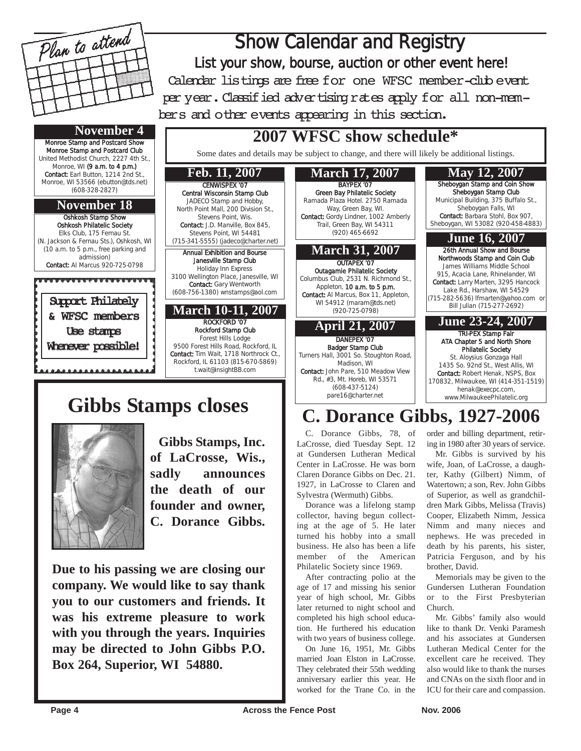Plan to attend

# Show Calendar and Registry

## List your show, bourse, auction or other event here!

Calendar listings are free for one WFSC member-club event per year. Classified advertising rates apply for all non-members and other events appearing in this section.

### November 4

**Monroe Stamp and Postcard Show**
**Monroe Stamp and Postcard Club**
United Methodist Church, 2227 4th St., Monroe, WI **(9 a.m. to 4 p.m.)**
**Contact:** Earl Button, 1214 2nd St., Monroe, WI 53566 (ebutton@tds.net) (608-328-2827)

### November 18

**Oshkosh Stamp Show**
**Oshkosh Philatelic Society**
Elks Club, 175 Fernau St. (N. Jackson & Fernau Sts.), Oshkosh, WI (10 a.m. to 5 p.m., free parking and admission)
**Contact:** Al Marcus 920-725-0798

Support Philately & WFSC members
Use stamps
Whenever possible!

## 2007 WFSC show schedule*

Some dates and details may be subject to change, and there will likely be additional listings.

### Feb. 11, 2007

**CENWISPEX '07**
**Central Wisconsin Stamp Club**
JADECO Stamp and Hobby, North Point Mall, 200 Division St., Stevens Point, Wis.
**Contact:** J.D. Manville, Box 845, Stevens Point, WI 54481 (715-341-5555) (jadeco@charter.net)

**Annual Exhibition and Bourse**
**Janesville Stamp Club**
Holiday Inn Express
3100 Wellington Place, Janesville, WI
**Contact:** Gary Wentworth (608-756-1380) wnstamps@aol.com

### March 10-11, 2007

**ROCKFORD '07**
**Rockford Stamp Club**
Forest Hills Lodge
9500 Forest Hills Road, Rockford, IL
**Contact:** Tim Wait, 1718 Northrock Ct., Rockford, IL 61103 (815-670-5869) t.wait@insightBB.com

### March 17, 2007

**BAYPEX '07**
**Green Bay Philatelic Society**
Ramada Plaza Hotel. 2750 Ramada Way, Green Bay, WI.
**Contact:** Gordy Lindner, 1002 Amberly Trail, Green Bay, WI 54311 (920) 465-6692

### March 31, 2007

**OUTAPEX '07**
**Outagamie Philatelic Society**
Columbus Club, 2531 N. Richmond St., Appleton, **10 a.m. to 5 p.m.**
**Contact:** Al Marcus, Box 11, Appleton, WI 54912 (maram@tds.net) (920-725-0798)

### April 21, 2007

**DANEPEX '07**
**Badger Stamp Club**
Turners Hall, 3001 So. Stoughton Road, Madison, WI
**Contact:** John Pare, 510 Meadow View Rd., #3, Mt. Horeb, WI 53571 (608-437-5124) pare16@charter.net

### May 12, 2007

**Sheboygan Stamp and Coin Show**
**Sheboygan Stamp Club**
Municipal Building, 375 Buffalo St., Sheboygan Falls, WI
**Contact:** Barbara Stohl, Box 907, Sheboygan, WI 53082 (920-458-4883)

### June 16, 2007

**26th Annual Show and Bourse**
**Northwoods Stamp and Coin Club**
James Williams Middle School
915, Acacia Lane, Rhinelander, WI
**Contact:** Larry Marten, 3295 Hancock Lake Rd., Harshaw, WI 54529 (715-282-5636) lfmarten@yahoo.com or Bill Julian (715-277-2692)

### June 23-24, 2007

**TRI-PEX Stamp Fair**
**ATA Chapter 5 and North Shore Philatelic Society**
St. Aloysius Gonzaga Hall
1435 So. 92nd St., West Allis, WI
**Contact:** Robert Henak, NSPS, Box 170832, Milwaukee, WI (414-351-1519) henak@execpc.com, www.MilwaukeePhilatelic.org

## Gibbs Stamps closes

**Gibbs Stamps, Inc. of LaCrosse, Wis., sadly announces the death of our founder and owner, C. Dorance Gibbs.**

**Due to his passing we are closing our company. We would like to say thank you to our customers and friends. It was his extreme pleasure to work with you through the years. Inquiries may be directed to John Gibbs P.O. Box 264, Superior, WI 54880.**

## C. Dorance Gibbs, 1927-2006

C. Dorance Gibbs, 78, of LaCrosse, died Tuesday Sept. 12 at Gundersen Lutheran Medical Center in LaCrosse. He was born Claren Dorance Gibbs on Dec. 21. 1927, in LaCrosse to Claren and Sylvestra (Wermuth) Gibbs.

Dorance was a lifelong stamp collector, having begun collecting at the age of 5. He later turned his hobby into a small business. He also has been a life member of the American Philatelic Society since 1969.

After contracting polio at the age of 17 and missing his senior year of high school, Mr. Gibbs later returned to night school and completed his high school education. He furthered his education with two years of business college.

On June 16, 1951, Mr. Gibbs married Joan Elston in LaCrosse. They celebrated their 55th wedding anniversary earlier this year. He worked for the Trane Co. in the order and billing department, retiring in 1980 after 30 years of service.

Mr. Gibbs is survived by his wife, Joan, of LaCrosse, a daughter, Kathy (Gilbert) Nimm, of Watertown; a son, Rev. John Gibbs of Superior, as well as grandchildren Mark Gibbs, Melissa (Travis) Cooper, Elizabeth Nimm, Jessica Nimm and many nieces and nephews. He was preceded in death by his parents, his sister, Patricia Ferguson, and by his brother, David.

Memorials may be given to the Gundersen Lutheran Foundation or to the First Presbyterian Church.

Mr. Gibbs' family also would like to thank Dr. Venki Paramesh and his associates at Gundersen Lutheran Medical Center for the excellent care he received. They also would like to thank the nurses and CNAs on the sixth floor and in ICU for their care and compassion.